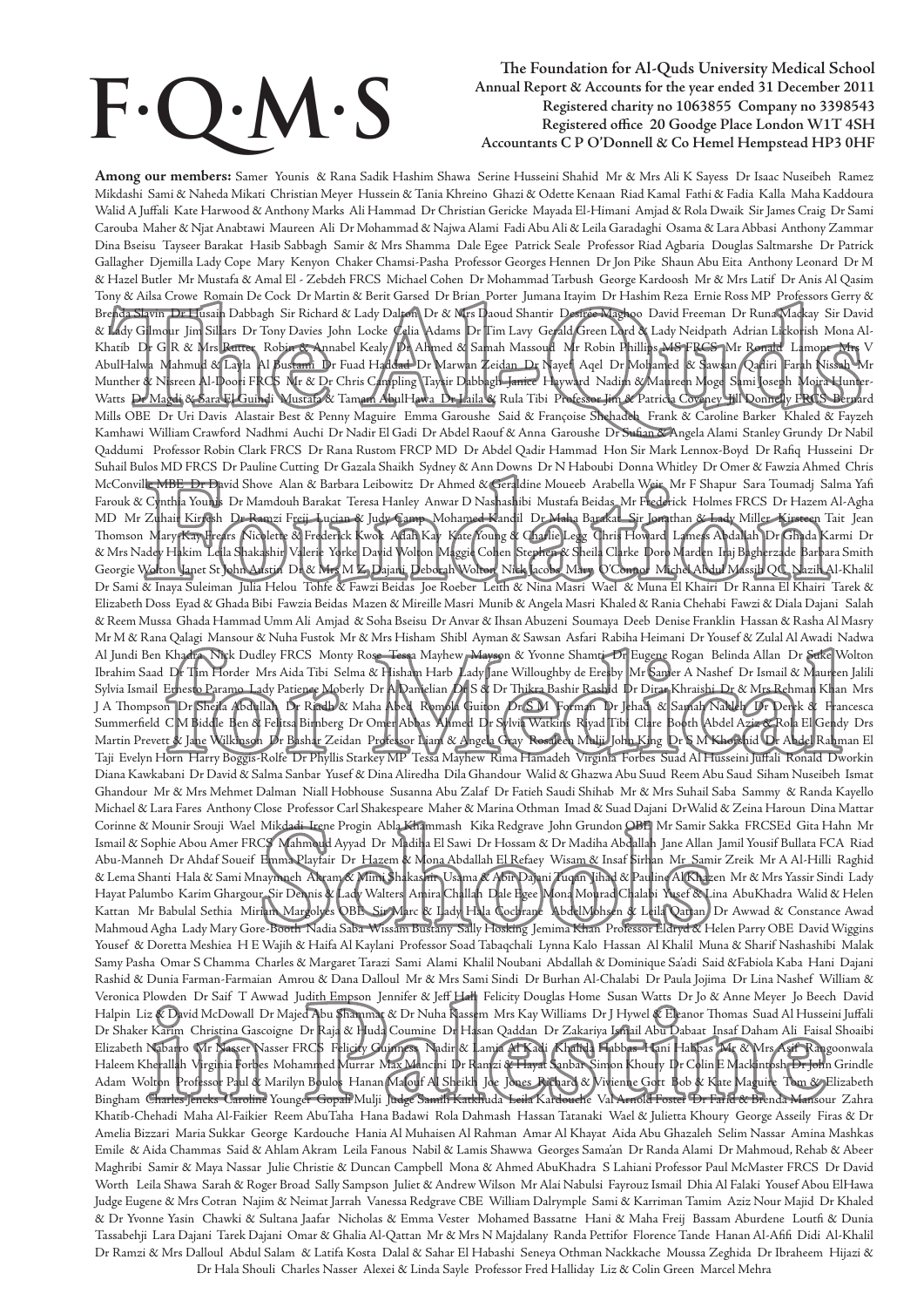# F·Q·M·S

**The Foundation for Al-Quds University Medical School**
**Annual Report & Accounts for the year ended 31 December 2011**
**Registered charity no 1063855 Company no 3398543**
**Registered office 20 Goodge Place London W1T 4SH**
**Accountants C P O'Donnell & Co Hemel Hempstead HP3 0HF**

**Among our members:** Samer Younis & Rana Sadik Hashim Shawa Serine Husseini Shahid Mr & Mrs Ali K Sayess Dr Isaac Nuseibeh Ramez Mikdashi Sami & Naheda Mikati Christian Meyer Hussein & Tania Khreino Ghazi & Odette Kenaan Riad Kamal Fathi & Fadia Kalla Maha Kaddoura Walid A Juffali Kate Harwood & Anthony Marks Ali Hammad Dr Christian Gericke Mayada El-Himani Amjad & Rola Dwaik Sir James Craig Dr Sami Carouba Maher & Njat Anabtawi Maureen Ali Dr Mohammad & Najwa Alami Fadi Abu Ali & Leila Garadaghi Osama & Lara Abbasi Anthony Zammar Dina Bseisu Tayseer Barakat Hasib Sabbagh Samir & Mrs Shamma Dale Egee Patrick Seale Professor Riad Agbaria Douglas Saltmarshe Dr Patrick Gallagher Djemilla Lady Cope Mary Kenyon Chaker Chamsi-Pasha Professor Georges Hennen Dr Jon Pike Shaun Abu Eita Anthony Leonard Dr M & Hazel Butler Mr Mustafa & Amal El - Zebdeh FRCS Michael Cohen Dr Mohammad Tarbush George Kardoosh Mr & Mrs Latif Dr Anis Al Qasim Tony & Ailsa Crowe Romain De Cock Dr Martin & Berit Garsed Dr Brian Porter Jumana Itayim Dr Hashim Reza Ernie Ross MP Professors Gerry & Brenda Slavin Dr Husain Dabbagh Sir Richard & Lady Dalton Dr & Mrs Daoud Shantir Desirée Maghoo David Freeman Dr Runa Mackay Sir David & Lady Gilmour Jim Sillars Dr Tony Davies John Locke Celia Adams Dr Tim Lavy Gerald Green Lord & Lady Neidpath Adrian Lickorish Mona Al-Khatib Dr G R & Mrs Rutter Robin & Annabel Kealy Dr Ahmed & Samah Massoud Mr Robin Phillips MS FRCS Mr Ronald Lamont Mrs V AbulHalwa Mahmud & Layla Al Bustami Dr Fuad Haddad Dr Marwan Zeidan Dr Nayef Aqel Dr Mohamed & Sawsan Qadiri Farah Nissah Mr Munther & Nisreen Al-Doori FRCS Mr & Dr Chris Campling Taysir Dabbagh Janice Hayward Nadim & Maureen Moge Sami Joseph Moira Hunter-Watts Dr Magdi & Sara El Guindi Mustafa & Tamam AbulHawa Dr Laila & Rula Tibi Professor Jim & Patricia Coveney Jill Donnelly FRCS Bernard Mills OBE Dr Uri Davis Alastair Best & Penny Maguire Emma Garoushe Said & Françoise Shehadeh Frank & Caroline Barker Khaled & Fayzeh Kamhawi William Crawford Nadhmi Auchi Dr Nadir El Gadi Dr Abdel Raouf & Anna Garoushe Dr Sufian & Angela Alami Stanley Grundy Dr Nabil Qaddumi Professor Robin Clark FRCS Dr Rana Rustom FRCP MD Dr Abdel Qadir Hammad Hon Sir Mark Lennox-Boyd Dr Rafiq Husseini Dr Suhail Bulos MD FRCS Dr Pauline Cutting Dr Gazala Shaikh Sydney & Ann Downs Dr N Haboubi Donna Whitley Dr Omer & Fawzia Ahmed Chris McConville MBE Dr David Shove Alan & Barbara Leibowitz Dr Ahmed & Geraldine Moueeb Arabella Weir Mr F Shapur Sara Toumadj Salma Yafi Farouk & Cynthia Younis Dr Mamdouh Barakat Teresa Hanley Anwar D Nashashibi Mustafa Beidas Mr Frederick Holmes FRCS Dr Hazem Al-Agha MD Mr Zuhair Kirresh Dr Ramzi Freij Lucian & Judy Camp Mohamed Kandil Dr Maha Barakat Sir Jonathan & Lady Miller Kirsteen Tait Jean Thomson Mary-Kay Frears Nicolette & Frederick Kwok Adah Kay Kate Young & Charlie Legg Chris Howard Lamess Abdallah Dr Ghada Karmi Dr & Mrs Nadey Hakim Leila Shakashir Valerie Yorke David Wolton Maggie Cohen Stephen & Sheila Clarke Doro Marden Iraj Bagherzade Barbara Smith Georgie Wolton Janet St John Austin Dr & Mrs M Z Dajani Deborah Wolton Nick Jacobs Mary O'Connor Michel Abdul Massih QC Nazih Al-Khalil Dr Sami & Inaya Suleiman Julia Helou Tohfe & Fawzi Beidas Joe Roeber Leith & Nina Masri Wael & Muna El Khairi Dr Ranna El Khairi Tarek & Elizabeth Doss Eyad & Ghada Bibi Fawzia Beidas Mazen & Mireille Masri Munib & Angela Masri Khaled & Rania Chehabi Fawzi & Diala Dajani Salah & Reem Mussa Ghada Hammad Umm Ali Amjad & Soha Bseisu Dr Anvar & Ihsan Abuzeni Soumaya Deeb Denise Franklin Hassan & Rasha Al Masry Mr M & Rana Qalagi Mansour & Nuha Fustok Mr & Mrs Hisham Shibl Ayman & Sawsan Asfari Rabiha Heimani Dr Yousef & Zulal Al Awadi Nadwa Al Jundi Ben Khadra Nick Dudley FRCS Monty Rose Tessa Mayhew Mayson & Yvonne Shamti Dr Eugene Rogan Belinda Allan Dr Suke Wolton Ibrahim Saad Dr Tim Horder Mrs Aida Tibi Selma & Hisham Harb Lady Jane Willoughby de Eresby Mr Samer A Nashef Dr Ismail & Maureen Jalili Sylvia Ismail Ernesto Paramo Lady Patience Moberly Dr A Danielian Dr S & Dr Thikra Bashir Rashid Dr Dirar Khraishi Dr & Mrs Rehman Khan Mrs J A Thompson Dr Sheila Abdullah Dr Riadh & Maha Abed Romola Guiton Dr S M Forman Dr Jehad & Samah Nakleh Dr Derek & Francesca Summerfield C M Biddle Ben & Felitsa Birnberg Dr Omer Abbas Ahmed Dr Sylvia Watkins Riyad Tibi Clare Booth Abdel Aziz & Rola El Gendy Drs Martin Prevett & Jane Wilkinson Dr Bashar Zeidan Professor Liam & Angela Gray Rosaleen Mulji John King Dr S M Khorshid Dr Abdel Rahman El Taji Evelyn Horn Harry Boggis-Rolfe Dr Phyllis Starkey MP Tessa Mayhew Rima Hamadeh Virginia Forbes Suad Al Husseini Juffali Ronald Dworkin Diana Kawkabani Dr David & Salma Sanbar Yusef & Dina Aliredha Dila Ghandour Walid & Ghazwa Abu Suud Reem Abu Saud Siham Nuseibeh Ismat Ghandour Mr & Mrs Mehmet Dalman Niall Hobhouse Susanna Abu Zalaf Dr Fatieh Saudi Shihab Mr & Mrs Suhail Saba Sammy & Randa Kayello Michael & Lara Fares Anthony Close Professor Carl Shakespeare Maher & Marina Othman Imad & Suad Dajani DrWalid & Zeina Haroun Dina Mattar Corinne & Mounir Srouji Wael Mikdadi Irene Progin Abla Khammash Kika Redgrave John Grundon OBE Mr Samir Sakka FRCSEd Gita Hahn Mr Ismail & Sophie Abou Amer FRCS Mahmoud Ayyad Dr Madiha El Sawi Dr Hossam & Dr Madiha Abdallah Jane Allan Jamil Yousif Bullata FCA Riad Abu-Manneh Dr Ahdaf Soueif Emma Playfair Dr Hazem & Mona Abdallah El Refaey Wisam & Insaf Sirhan Mr Samir Zreik Mr A Al-Hilli Raghid & Lema Shanti Hala & Sami Mnaymneh Akram & Mimi Shakashir Usama & Abir Dajani Tuqan Jihad & Pauline Al Khazen Mr & Mrs Yassir Sindi Lady Hayat Palumbo Karim Ghargour Sir Dennis & Lady Walters Amira Challah Dale Egee Mona Mourad Chalabi Yusef & Lina AbuKhadra Walid & Helen Kattan Mr Babulal Sethia Miriam Margolyes OBE Sir Marc & Lady Hala Cochrane AbdelMohsen & Leila Qattan Dr Awwad & Constance Awad Mahmoud Agha Lady Mary Gore-Booth Nadia Saba Wissam Bustany Sally Hosking Jemima Khan Professor Eldryd & Helen Parry OBE David Wiggins Yousef & Doretta Meshiea H E Wajih & Haifa Al Kaylani Professor Soad Tabaqchali Lynna Kalo Hassan Al Khalil Muna & Sharif Nashashibi Malak Samy Pasha Omar S Chamma Charles & Margaret Tarazi Sami Alami Khalil Noubani Abdallah & Dominique Sa'adi Said &Fabiola Kaba Hani Dajani Rashid & Dunia Farman-Farmaian Amrou & Dana Dalloul Mr & Mrs Sami Sindi Dr Burhan Al-Chalabi Dr Paula Jojima Dr Lina Nashef William & Veronica Plowden Dr Saif T Awwad Judith Empson Jennifer & Jeff Hall Felicity Douglas Home Susan Watts Dr Jo & Anne Meyer Jo Beech David Halpin Liz & David McDowall Dr Majed Abu Shammat & Dr Nuha Kassem Mrs Kay Williams Dr J Hywel & Eleanor Thomas Suad Al Husseini Juffali Dr Shaker Karim Christina Gascoigne Dr Raja & Huda Coumine Dr Hasan Qaddan Dr Zakariya Ismail Abu Dabaat Insaf Daham Ali Faisal Shoaibi Elizabeth Nabarro Mr Nasser Nasser FRCS Felicity Guinness Nadir & Lamia Al Kadi Khalida Habbas Hani Habbas Mr & Mrs Asif Rangoonwala Haleem Kherallah Virginia Forbes Mohammed Murrar Max Mancini Dr Ramzi & Hayat Sanbar Simon Khoury Dr Colin E Mackintosh Dr John Grindle Adam Wolton Professor Paul & Marilyn Boulos Hanan Malouf Al Sheikh Joe Jones Richard & Vivienne Gott Bob & Kate Maguire Tom & Elizabeth Bingham Charles Jencks Caroline Younger Gopal Mulji Judge Samih Katkhuda Leila Kardouche Val Arnold Foster Dr Farid & Brenda Mansour Zahra Khatib-Chehadi Maha Al-Faikier Reem AbuTaha Hana Badawi Rola Dahmash Hassan Tatanaki Wael & Julietta Khoury George Asseily Firas & Dr Amelia Bizzari Maria Sukkar George Kardouche Hania Al Muhaisen Al Rahman Amar Al Khayat Aida Abu Ghazaleh Selim Nassar Amina Mashkas Emile & Aida Chammas Said & Ahlam Akram Leila Fanous Nabil & Lamis Shawwa Georges Sama'an Dr Randa Alami Dr Mahmoud, Rehab & Abeer Maghribi Samir & Maya Nassar Julie Christie & Duncan Campbell Mona & Ahmed AbuKhadra S Lahiani Professor Paul McMaster FRCS Dr David Worth Leila Shawa Sarah & Roger Broad Sally Sampson Juliet & Andrew Wilson Mr Alai Nabulsi Fayrouz Ismail Dhia Al Falaki Yousef Abou ElHawa Judge Eugene & Mrs Cotran Najim & Neimat Jarrah Vanessa Redgrave CBE William Dalrymple Sami & Karriman Tamim Aziz Nour Majid Dr Khaled & Dr Yvonne Yasin Chawki & Sultana Jaafar Nicholas & Emma Vester Mohamed Bassatne Hani & Maha Freij Bassam Aburdene Loutfi & Dunia Tassabehji Lara Dajani Tarek Dajani Omar & Ghalia Al-Qattan Mr & Mrs N Majdalany Randa Pettifor Florence Tande Hanan Al-Afifi Didi Al-Khalil Dr Ramzi & Mrs Dalloul Abdul Salam & Latifa Kosta Dalal & Sahar El Habashi Seneya Othman Nackkache Moussa Zeghida Dr Ibraheem Hijazi & Dr Hala Shouli Charles Nasser Alexei & Linda Sayle Professor Fred Halliday Liz & Colin Green Marcel Mehra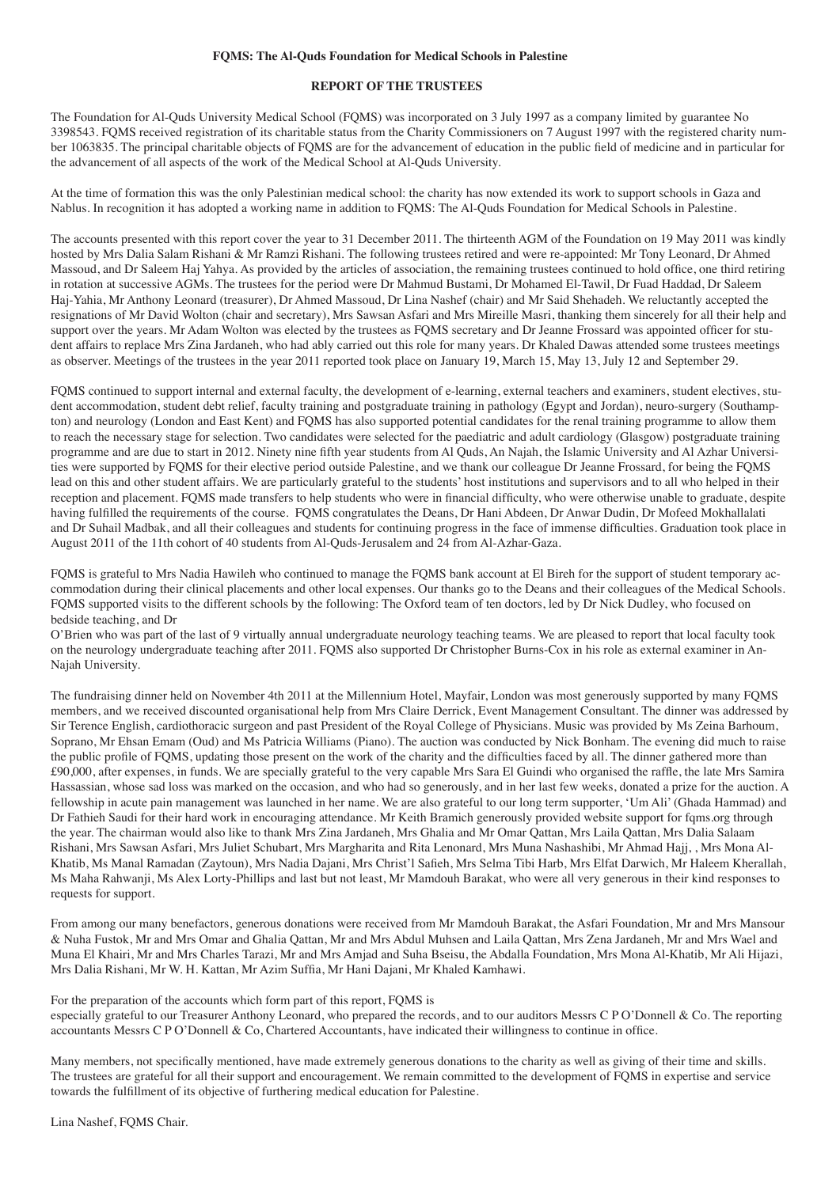**FQMS: The Al-Quds Foundation for Medical Schools in Palestine**

**REPORT OF THE TRUSTEES**

The Foundation for Al-Quds University Medical School (FQMS) was incorporated on 3 July 1997 as a company limited by guarantee No 3398543. FQMS received registration of its charitable status from the Charity Commissioners on 7 August 1997 with the registered charity number 1063835. The principal charitable objects of FQMS are for the advancement of education in the public field of medicine and in particular for the advancement of all aspects of the work of the Medical School at Al-Quds University.

At the time of formation this was the only Palestinian medical school: the charity has now extended its work to support schools in Gaza and Nablus. In recognition it has adopted a working name in addition to FQMS: The Al-Quds Foundation for Medical Schools in Palestine.

The accounts presented with this report cover the year to 31 December 2011. The thirteenth AGM of the Foundation on 19 May 2011 was kindly hosted by Mrs Dalia Salam Rishani & Mr Ramzi Rishani. The following trustees retired and were re-appointed: Mr Tony Leonard, Dr Ahmed Massoud, and Dr Saleem Haj Yahya. As provided by the articles of association, the remaining trustees continued to hold office, one third retiring in rotation at successive AGMs. The trustees for the period were Dr Mahmud Bustami, Dr Mohamed El-Tawil, Dr Fuad Haddad, Dr Saleem Haj-Yahia, Mr Anthony Leonard (treasurer), Dr Ahmed Massoud, Dr Lina Nashef (chair) and Mr Said Shehadeh. We reluctantly accepted the resignations of Mr David Wolton (chair and secretary), Mrs Sawsan Asfari and Mrs Mireille Masri, thanking them sincerely for all their help and support over the years. Mr Adam Wolton was elected by the trustees as FQMS secretary and Dr Jeanne Frossard was appointed officer for student affairs to replace Mrs Zina Jardaneh, who had ably carried out this role for many years. Dr Khaled Dawas attended some trustees meetings as observer. Meetings of the trustees in the year 2011 reported took place on January 19, March 15, May 13, July 12 and September 29.

FQMS continued to support internal and external faculty, the development of e-learning, external teachers and examiners, student electives, student accommodation, student debt relief, faculty training and postgraduate training in pathology (Egypt and Jordan), neuro-surgery (Southampton) and neurology (London and East Kent) and FQMS has also supported potential candidates for the renal training programme to allow them to reach the necessary stage for selection. Two candidates were selected for the paediatric and adult cardiology (Glasgow) postgraduate training programme and are due to start in 2012. Ninety nine fifth year students from Al Quds, An Najah, the Islamic University and Al Azhar Universities were supported by FQMS for their elective period outside Palestine, and we thank our colleague Dr Jeanne Frossard, for being the FQMS lead on this and other student affairs. We are particularly grateful to the students' host institutions and supervisors and to all who helped in their reception and placement. FQMS made transfers to help students who were in financial difficulty, who were otherwise unable to graduate, despite having fulfilled the requirements of the course. FQMS congratulates the Deans, Dr Hani Abdeen, Dr Anwar Dudin, Dr Mofeed Mokhallalati and Dr Suhail Madbak, and all their colleagues and students for continuing progress in the face of immense difficulties. Graduation took place in August 2011 of the 11th cohort of 40 students from Al-Quds-Jerusalem and 24 from Al-Azhar-Gaza.

FQMS is grateful to Mrs Nadia Hawileh who continued to manage the FQMS bank account at El Bireh for the support of student temporary accommodation during their clinical placements and other local expenses. Our thanks go to the Deans and their colleagues of the Medical Schools. FQMS supported visits to the different schools by the following: The Oxford team of ten doctors, led by Dr Nick Dudley, who focused on bedside teaching, and Dr O'Brien who was part of the last of 9 virtually annual undergraduate neurology teaching teams. We are pleased to report that local faculty took on the neurology undergraduate teaching after 2011. FQMS also supported Dr Christopher Burns-Cox in his role as external examiner in An-Najah University.

The fundraising dinner held on November 4th 2011 at the Millennium Hotel, Mayfair, London was most generously supported by many FQMS members, and we received discounted organisational help from Mrs Claire Derrick, Event Management Consultant. The dinner was addressed by Sir Terence English, cardiothoracic surgeon and past President of the Royal College of Physicians. Music was provided by Ms Zeina Barhoum, Soprano, Mr Ehsan Emam (Oud) and Ms Patricia Williams (Piano). The auction was conducted by Nick Bonham. The evening did much to raise the public profile of FQMS, updating those present on the work of the charity and the difficulties faced by all. The dinner gathered more than £90,000, after expenses, in funds. We are specially grateful to the very capable Mrs Sara El Guindi who organised the raffle, the late Mrs Samira Hassassian, whose sad loss was marked on the occasion, and who had so generously, and in her last few weeks, donated a prize for the auction. A fellowship in acute pain management was launched in her name. We are also grateful to our long term supporter, 'Um Ali' (Ghada Hammad) and Dr Fathieh Saudi for their hard work in encouraging attendance. Mr Keith Bramich generously provided website support for fqms.org through the year. The chairman would also like to thank Mrs Zina Jardaneh, Mrs Ghalia and Mr Omar Qattan, Mrs Laila Qattan, Mrs Dalia Salaam Rishani, Mrs Sawsan Asfari, Mrs Juliet Schubart, Mrs Margharita and Rita Lenonard, Mrs Muna Nashashibi, Mr Ahmad Hajj, , Mrs Mona Al-Khatib, Ms Manal Ramadan (Zaytoun), Mrs Nadia Dajani, Mrs Christ'l Safieh, Mrs Selma Tibi Harb, Mrs Elfat Darwich, Mr Haleem Kherallah, Ms Maha Rahwanji, Ms Alex Lorty-Phillips and last but not least, Mr Mamdouh Barakat, who were all very generous in their kind responses to requests for support.

From among our many benefactors, generous donations were received from Mr Mamdouh Barakat, the Asfari Foundation, Mr and Mrs Mansour & Nuha Fustok, Mr and Mrs Omar and Ghalia Qattan, Mr and Mrs Abdul Muhsen and Laila Qattan, Mrs Zena Jardaneh, Mr and Mrs Wael and Muna El Khairi, Mr and Mrs Charles Tarazi, Mr and Mrs Amjad and Suha Bseisu, the Abdalla Foundation, Mrs Mona Al-Khatib, Mr Ali Hijazi, Mrs Dalia Rishani, Mr W. H. Kattan, Mr Azim Suffia, Mr Hani Dajani, Mr Khaled Kamhawi.

For the preparation of the accounts which form part of this report, FQMS is especially grateful to our Treasurer Anthony Leonard, who prepared the records, and to our auditors Messrs C P O'Donnell & Co. The reporting accountants Messrs C P O'Donnell & Co, Chartered Accountants, have indicated their willingness to continue in office.

Many members, not specifically mentioned, have made extremely generous donations to the charity as well as giving of their time and skills. The trustees are grateful for all their support and encouragement. We remain committed to the development of FQMS in expertise and service towards the fulfillment of its objective of furthering medical education for Palestine.

Lina Nashef, FQMS Chair.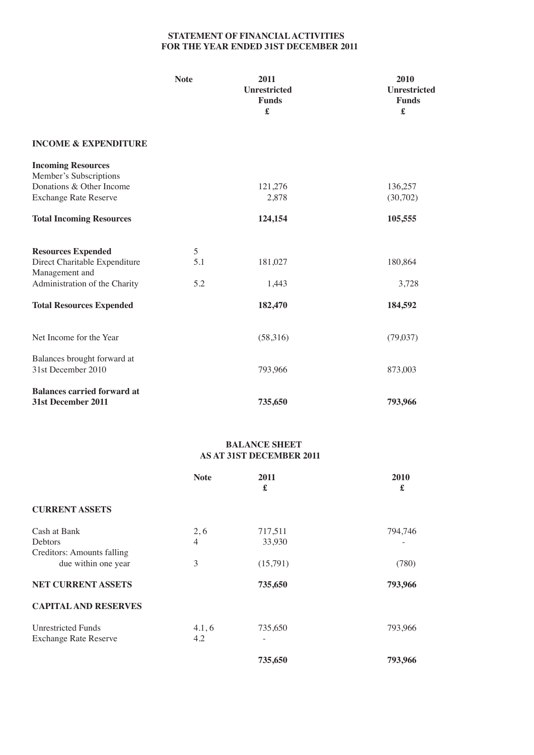## STATEMENT OF FINANCIAL ACTIVITIES
## FOR THE YEAR ENDED 31ST DECEMBER 2011

| | Note | 2011 Unrestricted Funds £ | 2010 Unrestricted Funds £ |
|---|---|---|---|
| **INCOME & EXPENDITURE** | | | |
| **Incoming Resources** | | | |
| Member's Subscriptions | | | |
| Donations & Other Income | | 121,276 | 136,257 |
| Exchange Rate Reserve | | 2,878 | (30,702) |
| **Total Incoming Resources** | | **124,154** | **105,555** |
| **Resources Expended** | 5 | | |
| Direct Charitable Expenditure | 5.1 | 181,027 | 180,864 |
| Management and Administration of the Charity | 5.2 | 1,443 | 3,728 |
| **Total Resources Expended** | | **182,470** | **184,592** |
| Net Income for the Year | | (58,316) | (79,037) |
| Balances brought forward at 31st December 2010 | | 793,966 | 873,003 |
| **Balances carried forward at 31st December 2011** | | **735,650** | **793,966** |

## BALANCE SHEET
## AS AT 31ST DECEMBER 2011

| | Note | 2011 £ | 2010 £ |
|---|---|---|---|
| **CURRENT ASSETS** | | | |
| Cash at Bank | 2, 6 | 717,511 | 794,746 |
| Debtors | 4 | 33,930 | - |
| Creditors: Amounts falling due within one year | 3 | (15,791) | (780) |
| **NET CURRENT ASSETS** | | **735,650** | **793,966** |
| **CAPITAL AND RESERVES** | | | |
| Unrestricted Funds | 4.1, 6 | 735,650 | 793,966 |
| Exchange Rate Reserve | 4.2 | - | |
| | | **735,650** | **793,966** |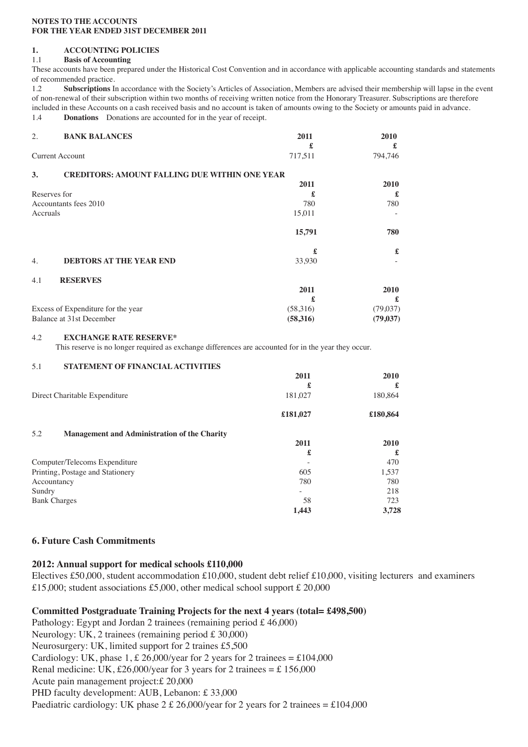**NOTES TO THE ACCOUNTS**
**FOR THE YEAR ENDED 31ST DECEMBER 2011**

## 1. ACCOUNTING POLICIES

1.1 **Basis of Accounting**

These accounts have been prepared under the Historical Cost Convention and in accordance with applicable accounting standards and statements of recommended practice.

1.2 **Subscriptions** In accordance with the Society's Articles of Association, Members are advised their membership will lapse in the event of non-renewal of their subscription within two months of receiving written notice from the Honorary Treasurer. Subscriptions are therefore included in these Accounts on a cash received basis and no account is taken of amounts owing to the Society or amounts paid in advance.

1.4 **Donations** Donations are accounted for in the year of receipt.

| 2. **BANK BALANCES** | **2011** | **2010** |
|---|---|---|
| | **£** | **£** |
| Current Account | 717,511 | 794,746 |

| 3. **CREDITORS: AMOUNT FALLING DUE WITHIN ONE YEAR** | | |
|---|---|---|
| | **2011** | **2010** |
| Reserves for | **£** | **£** |
| Accountants fees 2010 | 780 | 780 |
| Accruals | 15,011 | - |
| | **15,791** | **780** |

| | **£** | **£** |
|---|---|---|
| 4. **DEBTORS AT THE YEAR END** | 33,930 | - |

| 4.1 **RESERVES** | | |
|---|---|---|
| | **2011** | **2010** |
| | **£** | **£** |
| Excess of Expenditure for the year | (58,316) | (79,037) |
| Balance at 31st December | **(58,316)** | **(79,037)** |

4.2 **EXCHANGE RATE RESERVE***

This reserve is no longer required as exchange differences are accounted for in the year they occur.

| 5.1 **STATEMENT OF FINANCIAL ACTIVITIES** | | |
|---|---|---|
| | **2011** | **2010** |
| | **£** | **£** |
| Direct Charitable Expenditure | 181,027 | 180,864 |
| | **£181,027** | **£180,864** |

| 5.2 **Management and Administration of the Charity** | | |
|---|---|---|
| | **2011** | **2010** |
| | **£** | **£** |
| Computer/Telecoms Expenditure | - | 470 |
| Printing, Postage and Stationery | 605 | 1,537 |
| Accountancy | 780 | 780 |
| Sundry | - | 218 |
| Bank Charges | 58 | 723 |
| | **1,443** | **3,728** |

## 6. Future Cash Commitments

**2012: Annual support for medical schools £110,000**

Electives £50,000, student accommodation £10,000, student debt relief £10,000, visiting lecturers and examiners £15,000; student associations £5,000, other medical school support £ 20,000

**Committed Postgraduate Training Projects for the next 4 years (total= £498,500)**

Pathology: Egypt and Jordan 2 trainees (remaining period £ 46,000)
Neurology: UK, 2 trainees (remaining period £ 30,000)
Neurosurgery: UK, limited support for 2 traines £5,500
Cardiology: UK, phase 1, £ 26,000/year for 2 years for 2 trainees = £104,000
Renal medicine: UK, £26,000/year for 3 years for 2 trainees = £ 156,000
Acute pain management project:£ 20,000
PHD faculty development: AUB, Lebanon: £ 33,000
Paediatric cardiology: UK phase 2 £ 26,000/year for 2 years for 2 trainees = £104,000